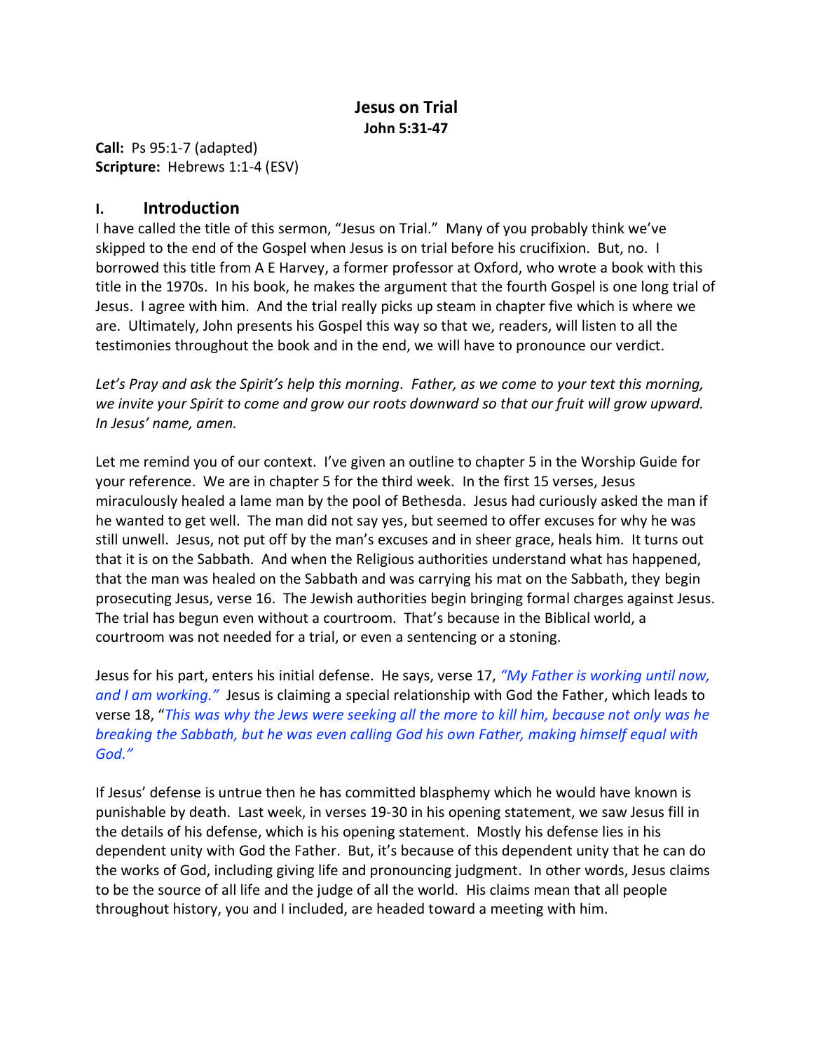# Jesus on Trial

**John 5:31-47**

**Call:** Ps 95:1-7 (adapted)
**Scripture:** Hebrews 1:1-4 (ESV)

## I. Introduction

I have called the title of this sermon, "Jesus on Trial." Many of you probably think we've skipped to the end of the Gospel when Jesus is on trial before his crucifixion. But, no. I borrowed this title from A E Harvey, a former professor at Oxford, who wrote a book with this title in the 1970s. In his book, he makes the argument that the fourth Gospel is one long trial of Jesus. I agree with him. And the trial really picks up steam in chapter five which is where we are. Ultimately, John presents his Gospel this way so that we, readers, will listen to all the testimonies throughout the book and in the end, we will have to pronounce our verdict.

*Let's Pray and ask the Spirit's help this morning. Father, as we come to your text this morning, we invite your Spirit to come and grow our roots downward so that our fruit will grow upward. In Jesus' name, amen.*

Let me remind you of our context. I've given an outline to chapter 5 in the Worship Guide for your reference. We are in chapter 5 for the third week. In the first 15 verses, Jesus miraculously healed a lame man by the pool of Bethesda. Jesus had curiously asked the man if he wanted to get well. The man did not say yes, but seemed to offer excuses for why he was still unwell. Jesus, not put off by the man's excuses and in sheer grace, heals him. It turns out that it is on the Sabbath. And when the Religious authorities understand what has happened, that the man was healed on the Sabbath and was carrying his mat on the Sabbath, they begin prosecuting Jesus, verse 16. The Jewish authorities begin bringing formal charges against Jesus. The trial has begun even without a courtroom. That's because in the Biblical world, a courtroom was not needed for a trial, or even a sentencing or a stoning.

Jesus for his part, enters his initial defense. He says, verse 17, *"My Father is working until now, and I am working."* Jesus is claiming a special relationship with God the Father, which leads to verse 18, "*This was why the Jews were seeking all the more to kill him, because not only was he breaking the Sabbath, but he was even calling God his own Father, making himself equal with God."*

If Jesus' defense is untrue then he has committed blasphemy which he would have known is punishable by death. Last week, in verses 19-30 in his opening statement, we saw Jesus fill in the details of his defense, which is his opening statement. Mostly his defense lies in his dependent unity with God the Father. But, it's because of this dependent unity that he can do the works of God, including giving life and pronouncing judgment. In other words, Jesus claims to be the source of all life and the judge of all the world. His claims mean that all people throughout history, you and I included, are headed toward a meeting with him.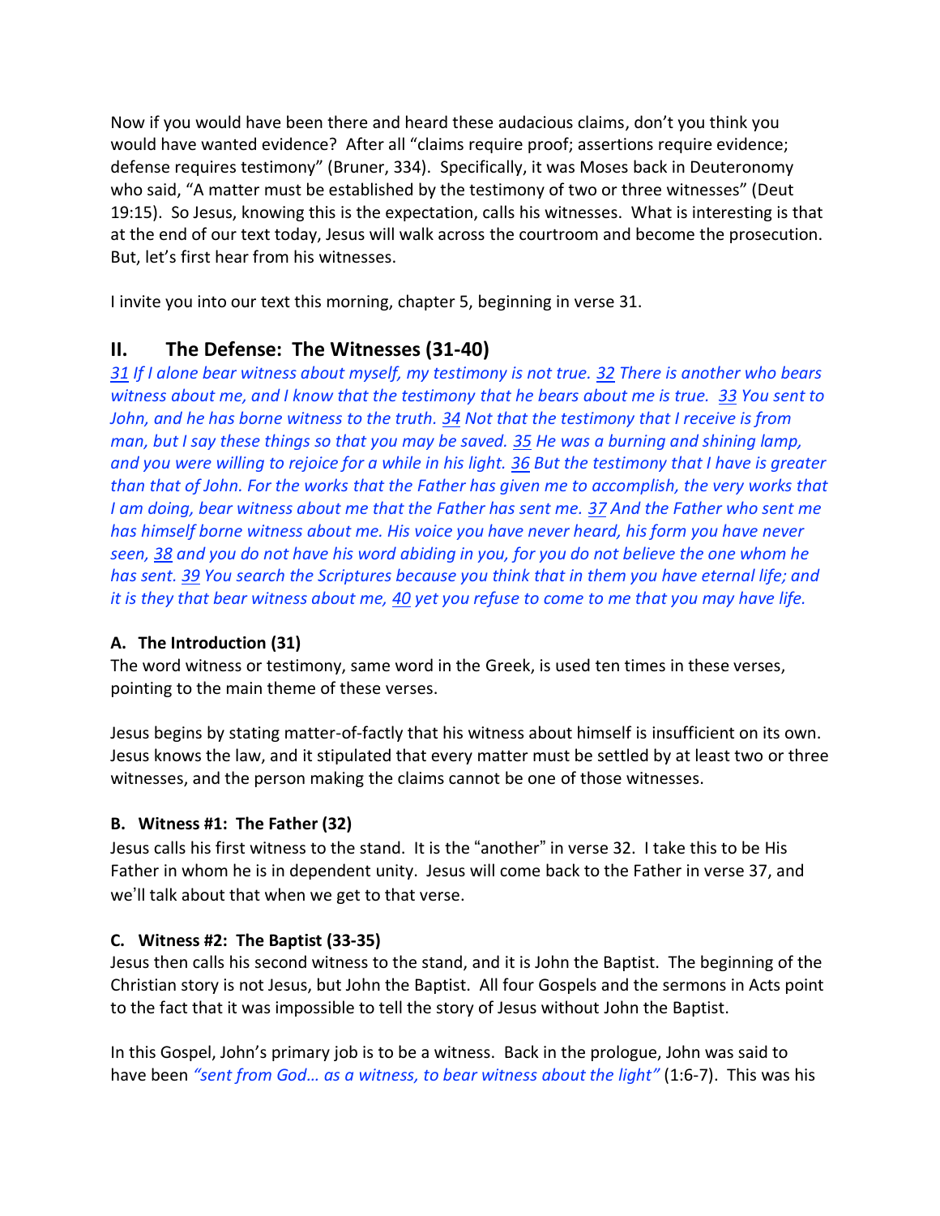Now if you would have been there and heard these audacious claims, don't you think you would have wanted evidence? After all "claims require proof; assertions require evidence; defense requires testimony" (Bruner, 334). Specifically, it was Moses back in Deuteronomy who said, "A matter must be established by the testimony of two or three witnesses" (Deut 19:15). So Jesus, knowing this is the expectation, calls his witnesses. What is interesting is that at the end of our text today, Jesus will walk across the courtroom and become the prosecution. But, let's first hear from his witnesses.

I invite you into our text this morning, chapter 5, beginning in verse 31.

## II. The Defense: The Witnesses (31-40)

*31 If I alone bear witness about myself, my testimony is not true. 32 There is another who bears witness about me, and I know that the testimony that he bears about me is true. 33 You sent to John, and he has borne witness to the truth. 34 Not that the testimony that I receive is from man, but I say these things so that you may be saved. 35 He was a burning and shining lamp, and you were willing to rejoice for a while in his light. 36 But the testimony that I have is greater than that of John. For the works that the Father has given me to accomplish, the very works that I am doing, bear witness about me that the Father has sent me. 37 And the Father who sent me has himself borne witness about me. His voice you have never heard, his form you have never seen, 38 and you do not have his word abiding in you, for you do not believe the one whom he has sent. 39 You search the Scriptures because you think that in them you have eternal life; and it is they that bear witness about me, 40 yet you refuse to come to me that you may have life.*

### A. The Introduction (31)

The word witness or testimony, same word in the Greek, is used ten times in these verses, pointing to the main theme of these verses.

Jesus begins by stating matter-of-factly that his witness about himself is insufficient on its own. Jesus knows the law, and it stipulated that every matter must be settled by at least two or three witnesses, and the person making the claims cannot be one of those witnesses.

### B. Witness #1: The Father (32)

Jesus calls his first witness to the stand. It is the "another" in verse 32. I take this to be His Father in whom he is in dependent unity. Jesus will come back to the Father in verse 37, and we'll talk about that when we get to that verse.

### C. Witness #2: The Baptist (33-35)

Jesus then calls his second witness to the stand, and it is John the Baptist. The beginning of the Christian story is not Jesus, but John the Baptist. All four Gospels and the sermons in Acts point to the fact that it was impossible to tell the story of Jesus without John the Baptist.

In this Gospel, John's primary job is to be a witness. Back in the prologue, John was said to have been *"sent from God… as a witness, to bear witness about the light"* (1:6-7). This was his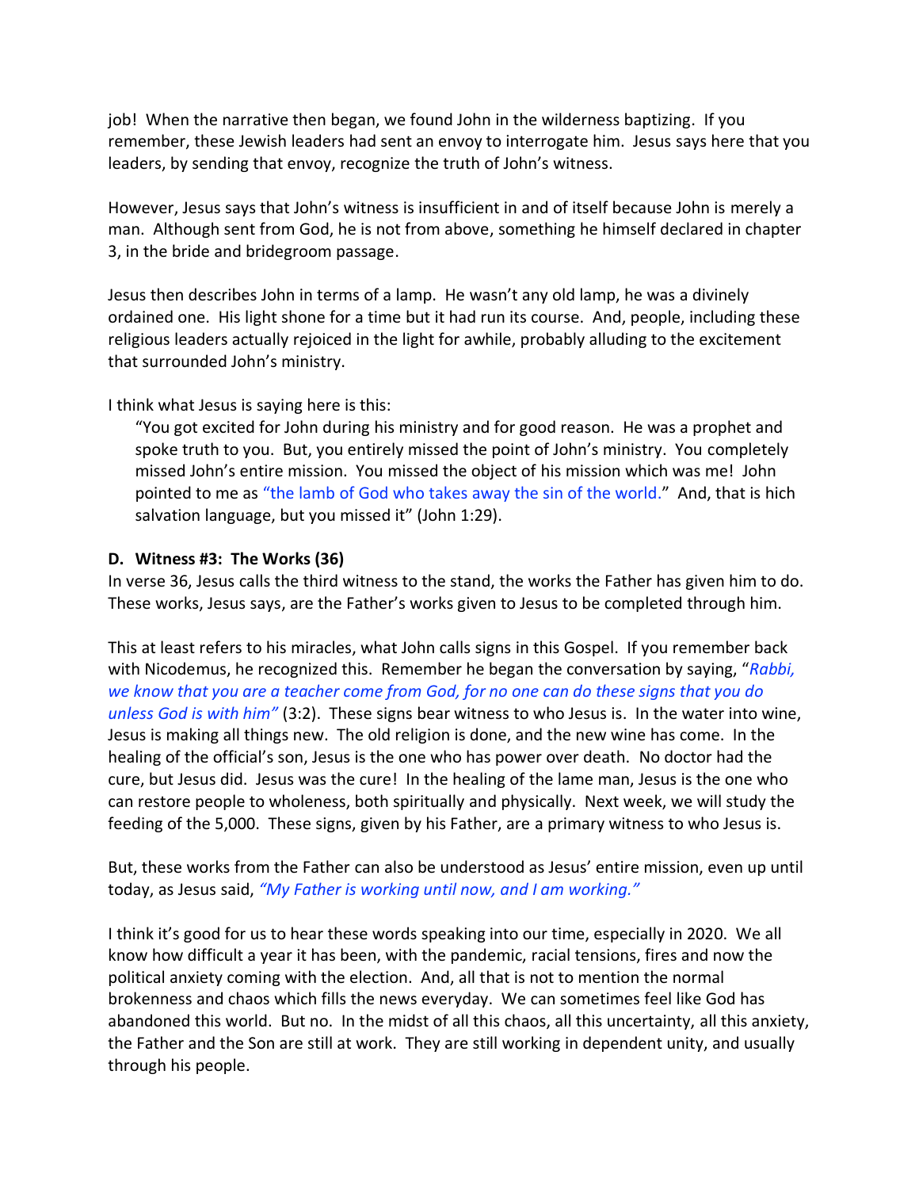job! When the narrative then began, we found John in the wilderness baptizing. If you remember, these Jewish leaders had sent an envoy to interrogate him. Jesus says here that you leaders, by sending that envoy, recognize the truth of John's witness.

However, Jesus says that John's witness is insufficient in and of itself because John is merely a man. Although sent from God, he is not from above, something he himself declared in chapter 3, in the bride and bridegroom passage.

Jesus then describes John in terms of a lamp. He wasn't any old lamp, he was a divinely ordained one. His light shone for a time but it had run its course. And, people, including these religious leaders actually rejoiced in the light for awhile, probably alluding to the excitement that surrounded John's ministry.

I think what Jesus is saying here is this:

> "You got excited for John during his ministry and for good reason. He was a prophet and spoke truth to you. But, you entirely missed the point of John's ministry. You completely missed John's entire mission. You missed the object of his mission which was me! John pointed to me as "the lamb of God who takes away the sin of the world." And, that is hich salvation language, but you missed it" (John 1:29).

**D. Witness #3: The Works (36)**

In verse 36, Jesus calls the third witness to the stand, the works the Father has given him to do. These works, Jesus says, are the Father's works given to Jesus to be completed through him.

This at least refers to his miracles, what John calls signs in this Gospel. If you remember back with Nicodemus, he recognized this. Remember he began the conversation by saying, "*Rabbi, we know that you are a teacher come from God, for no one can do these signs that you do unless God is with him"* (3:2). These signs bear witness to who Jesus is. In the water into wine, Jesus is making all things new. The old religion is done, and the new wine has come. In the healing of the official's son, Jesus is the one who has power over death. No doctor had the cure, but Jesus did. Jesus was the cure! In the healing of the lame man, Jesus is the one who can restore people to wholeness, both spiritually and physically. Next week, we will study the feeding of the 5,000. These signs, given by his Father, are a primary witness to who Jesus is.

But, these works from the Father can also be understood as Jesus' entire mission, even up until today, as Jesus said, *"My Father is working until now, and I am working."*

I think it's good for us to hear these words speaking into our time, especially in 2020. We all know how difficult a year it has been, with the pandemic, racial tensions, fires and now the political anxiety coming with the election. And, all that is not to mention the normal brokenness and chaos which fills the news everyday. We can sometimes feel like God has abandoned this world. But no. In the midst of all this chaos, all this uncertainty, all this anxiety, the Father and the Son are still at work. They are still working in dependent unity, and usually through his people.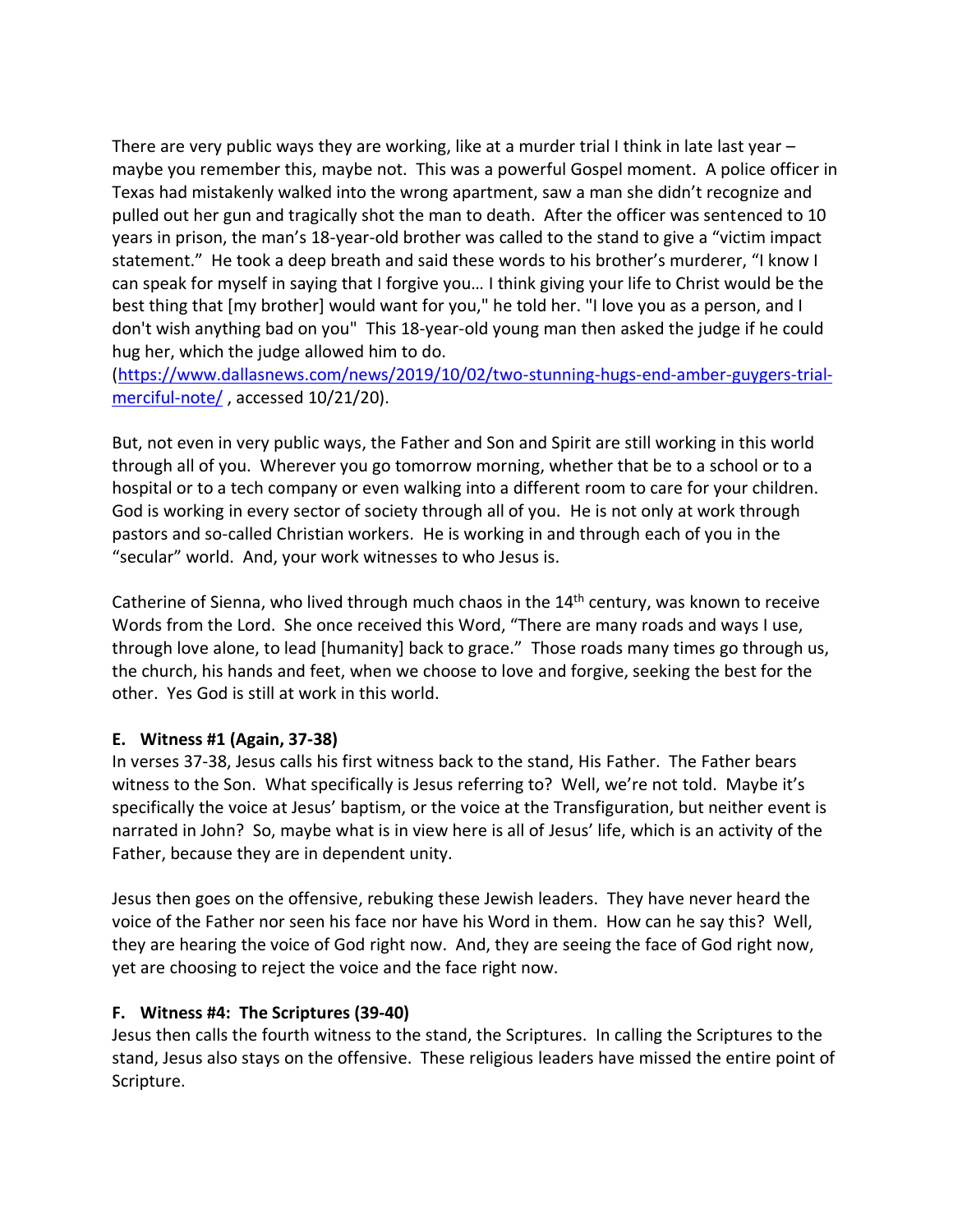There are very public ways they are working, like at a murder trial I think in late last year – maybe you remember this, maybe not. This was a powerful Gospel moment. A police officer in Texas had mistakenly walked into the wrong apartment, saw a man she didn't recognize and pulled out her gun and tragically shot the man to death. After the officer was sentenced to 10 years in prison, the man's 18-year-old brother was called to the stand to give a "victim impact statement." He took a deep breath and said these words to his brother's murderer, "I know I can speak for myself in saying that I forgive you… I think giving your life to Christ would be the best thing that [my brother] would want for you," he told her. "I love you as a person, and I don't wish anything bad on you" This 18-year-old young man then asked the judge if he could hug her, which the judge allowed him to do. (https://www.dallasnews.com/news/2019/10/02/two-stunning-hugs-end-amber-guygers-trial-merciful-note/ , accessed 10/21/20).

But, not even in very public ways, the Father and Son and Spirit are still working in this world through all of you. Wherever you go tomorrow morning, whether that be to a school or to a hospital or to a tech company or even walking into a different room to care for your children. God is working in every sector of society through all of you. He is not only at work through pastors and so-called Christian workers. He is working in and through each of you in the "secular" world. And, your work witnesses to who Jesus is.

Catherine of Sienna, who lived through much chaos in the 14th century, was known to receive Words from the Lord. She once received this Word, "There are many roads and ways I use, through love alone, to lead [humanity] back to grace." Those roads many times go through us, the church, his hands and feet, when we choose to love and forgive, seeking the best for the other. Yes God is still at work in this world.

**E. Witness #1 (Again, 37-38)**

In verses 37-38, Jesus calls his first witness back to the stand, His Father. The Father bears witness to the Son. What specifically is Jesus referring to? Well, we're not told. Maybe it's specifically the voice at Jesus' baptism, or the voice at the Transfiguration, but neither event is narrated in John? So, maybe what is in view here is all of Jesus' life, which is an activity of the Father, because they are in dependent unity.

Jesus then goes on the offensive, rebuking these Jewish leaders. They have never heard the voice of the Father nor seen his face nor have his Word in them. How can he say this? Well, they are hearing the voice of God right now. And, they are seeing the face of God right now, yet are choosing to reject the voice and the face right now.

**F. Witness #4: The Scriptures (39-40)**

Jesus then calls the fourth witness to the stand, the Scriptures. In calling the Scriptures to the stand, Jesus also stays on the offensive. These religious leaders have missed the entire point of Scripture.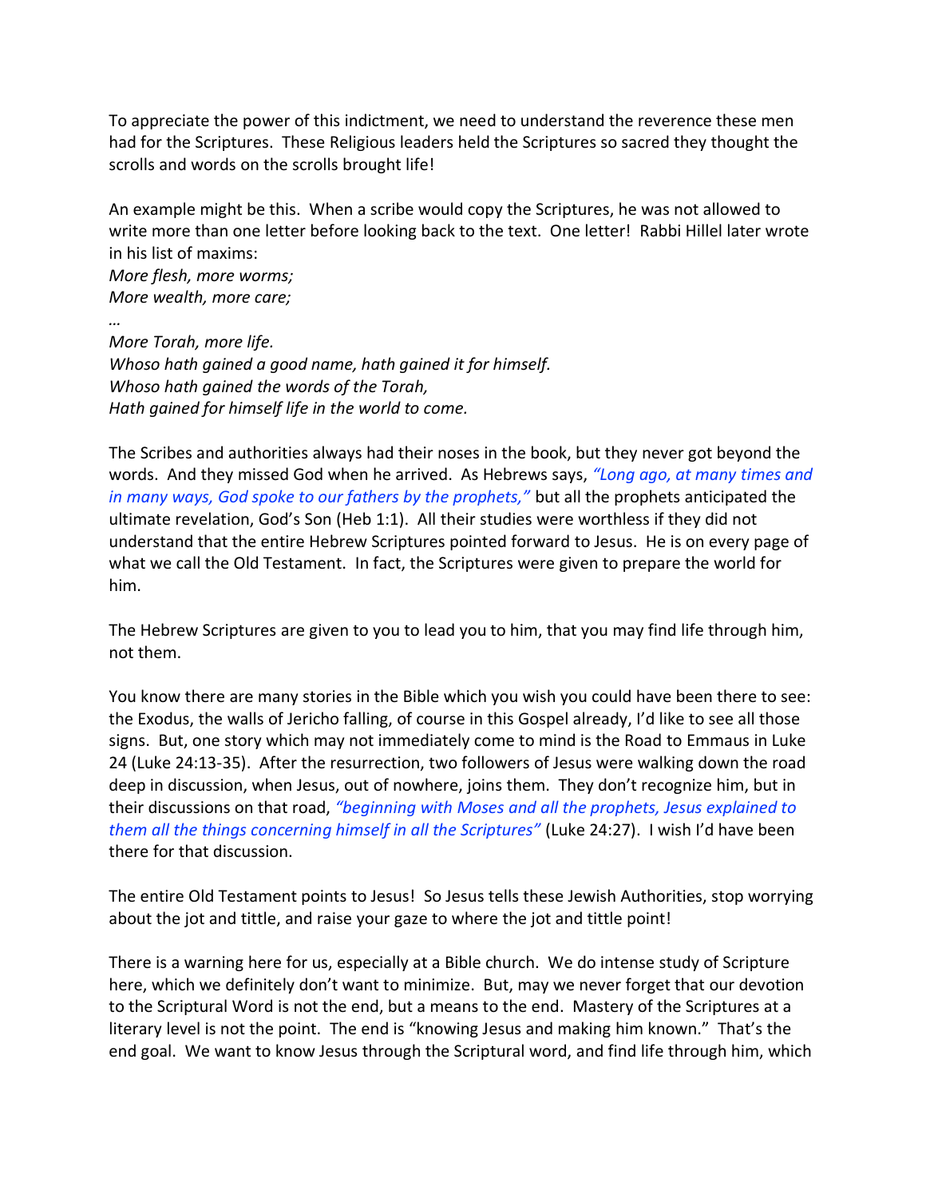To appreciate the power of this indictment, we need to understand the reverence these men had for the Scriptures. These Religious leaders held the Scriptures so sacred they thought the scrolls and words on the scrolls brought life!

An example might be this. When a scribe would copy the Scriptures, he was not allowed to write more than one letter before looking back to the text. One letter! Rabbi Hillel later wrote in his list of maxims:

*More flesh, more worms;*
*More wealth, more care;*
*…*
*More Torah, more life.*
*Whoso hath gained a good name, hath gained it for himself.*
*Whoso hath gained the words of the Torah,*
*Hath gained for himself life in the world to come.*

The Scribes and authorities always had their noses in the book, but they never got beyond the words. And they missed God when he arrived. As Hebrews says, *"Long ago, at many times and in many ways, God spoke to our fathers by the prophets,"* but all the prophets anticipated the ultimate revelation, God's Son (Heb 1:1). All their studies were worthless if they did not understand that the entire Hebrew Scriptures pointed forward to Jesus. He is on every page of what we call the Old Testament. In fact, the Scriptures were given to prepare the world for him.

The Hebrew Scriptures are given to you to lead you to him, that you may find life through him, not them.

You know there are many stories in the Bible which you wish you could have been there to see: the Exodus, the walls of Jericho falling, of course in this Gospel already, I'd like to see all those signs. But, one story which may not immediately come to mind is the Road to Emmaus in Luke 24 (Luke 24:13-35). After the resurrection, two followers of Jesus were walking down the road deep in discussion, when Jesus, out of nowhere, joins them. They don't recognize him, but in their discussions on that road, *"beginning with Moses and all the prophets, Jesus explained to them all the things concerning himself in all the Scriptures"* (Luke 24:27). I wish I'd have been there for that discussion.

The entire Old Testament points to Jesus! So Jesus tells these Jewish Authorities, stop worrying about the jot and tittle, and raise your gaze to where the jot and tittle point!

There is a warning here for us, especially at a Bible church. We do intense study of Scripture here, which we definitely don't want to minimize. But, may we never forget that our devotion to the Scriptural Word is not the end, but a means to the end. Mastery of the Scriptures at a literary level is not the point. The end is "knowing Jesus and making him known." That's the end goal. We want to know Jesus through the Scriptural word, and find life through him, which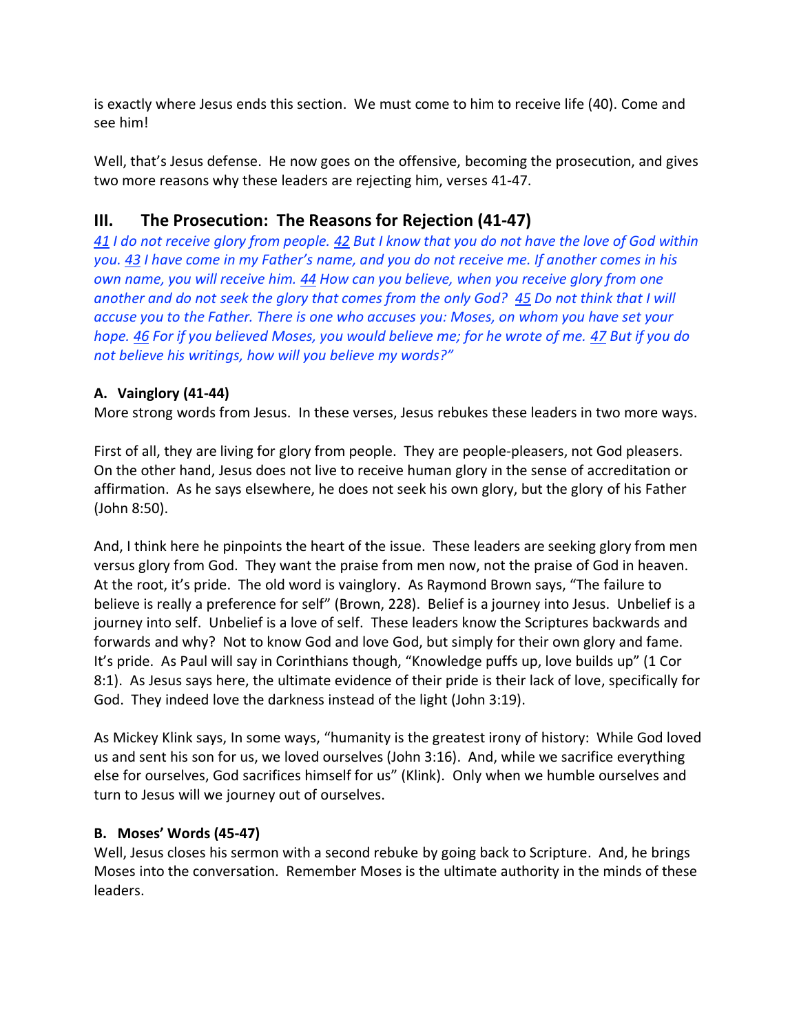is exactly where Jesus ends this section. We must come to him to receive life (40). Come and see him!

Well, that's Jesus defense. He now goes on the offensive, becoming the prosecution, and gives two more reasons why these leaders are rejecting him, verses 41-47.

## III. The Prosecution: The Reasons for Rejection (41-47)

*41 I do not receive glory from people. 42 But I know that you do not have the love of God within you. 43 I have come in my Father's name, and you do not receive me. If another comes in his own name, you will receive him. 44 How can you believe, when you receive glory from one another and do not seek the glory that comes from the only God? 45 Do not think that I will accuse you to the Father. There is one who accuses you: Moses, on whom you have set your hope. 46 For if you believed Moses, you would believe me; for he wrote of me. 47 But if you do not believe his writings, how will you believe my words?"*

### A. Vainglory (41-44)

More strong words from Jesus. In these verses, Jesus rebukes these leaders in two more ways.

First of all, they are living for glory from people. They are people-pleasers, not God pleasers. On the other hand, Jesus does not live to receive human glory in the sense of accreditation or affirmation. As he says elsewhere, he does not seek his own glory, but the glory of his Father (John 8:50).

And, I think here he pinpoints the heart of the issue. These leaders are seeking glory from men versus glory from God. They want the praise from men now, not the praise of God in heaven. At the root, it's pride. The old word is vainglory. As Raymond Brown says, "The failure to believe is really a preference for self" (Brown, 228). Belief is a journey into Jesus. Unbelief is a journey into self. Unbelief is a love of self. These leaders know the Scriptures backwards and forwards and why? Not to know God and love God, but simply for their own glory and fame. It's pride. As Paul will say in Corinthians though, "Knowledge puffs up, love builds up" (1 Cor 8:1). As Jesus says here, the ultimate evidence of their pride is their lack of love, specifically for God. They indeed love the darkness instead of the light (John 3:19).

As Mickey Klink says, In some ways, "humanity is the greatest irony of history: While God loved us and sent his son for us, we loved ourselves (John 3:16). And, while we sacrifice everything else for ourselves, God sacrifices himself for us" (Klink). Only when we humble ourselves and turn to Jesus will we journey out of ourselves.

### B. Moses' Words (45-47)

Well, Jesus closes his sermon with a second rebuke by going back to Scripture. And, he brings Moses into the conversation. Remember Moses is the ultimate authority in the minds of these leaders.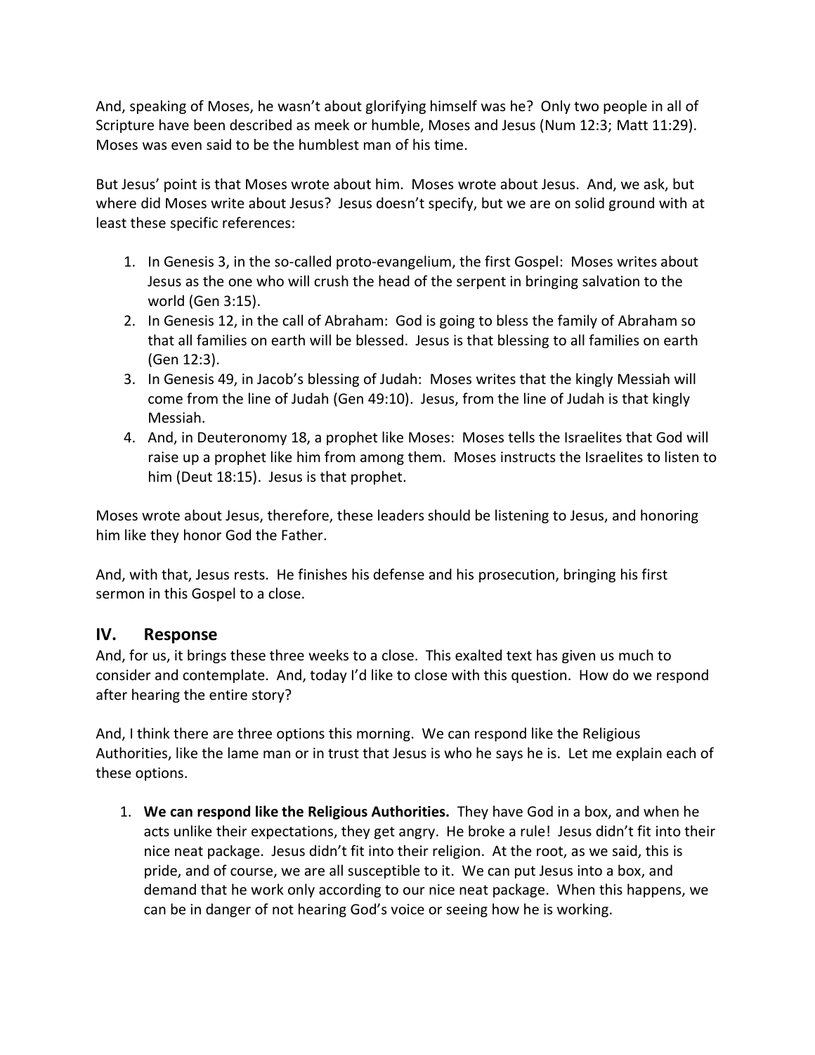And, speaking of Moses, he wasn't about glorifying himself was he? Only two people in all of Scripture have been described as meek or humble, Moses and Jesus (Num 12:3; Matt 11:29). Moses was even said to be the humblest man of his time.

But Jesus' point is that Moses wrote about him. Moses wrote about Jesus. And, we ask, but where did Moses write about Jesus? Jesus doesn't specify, but we are on solid ground with at least these specific references:

1. In Genesis 3, in the so-called proto-evangelium, the first Gospel: Moses writes about Jesus as the one who will crush the head of the serpent in bringing salvation to the world (Gen 3:15).
2. In Genesis 12, in the call of Abraham: God is going to bless the family of Abraham so that all families on earth will be blessed. Jesus is that blessing to all families on earth (Gen 12:3).
3. In Genesis 49, in Jacob's blessing of Judah: Moses writes that the kingly Messiah will come from the line of Judah (Gen 49:10). Jesus, from the line of Judah is that kingly Messiah.
4. And, in Deuteronomy 18, a prophet like Moses: Moses tells the Israelites that God will raise up a prophet like him from among them. Moses instructs the Israelites to listen to him (Deut 18:15). Jesus is that prophet.

Moses wrote about Jesus, therefore, these leaders should be listening to Jesus, and honoring him like they honor God the Father.

And, with that, Jesus rests. He finishes his defense and his prosecution, bringing his first sermon in this Gospel to a close.

## IV. Response

And, for us, it brings these three weeks to a close. This exalted text has given us much to consider and contemplate. And, today I'd like to close with this question. How do we respond after hearing the entire story?

And, I think there are three options this morning. We can respond like the Religious Authorities, like the lame man or in trust that Jesus is who he says he is. Let me explain each of these options.

1. **We can respond like the Religious Authorities.** They have God in a box, and when he acts unlike their expectations, they get angry. He broke a rule! Jesus didn't fit into their nice neat package. Jesus didn't fit into their religion. At the root, as we said, this is pride, and of course, we are all susceptible to it. We can put Jesus into a box, and demand that he work only according to our nice neat package. When this happens, we can be in danger of not hearing God's voice or seeing how he is working.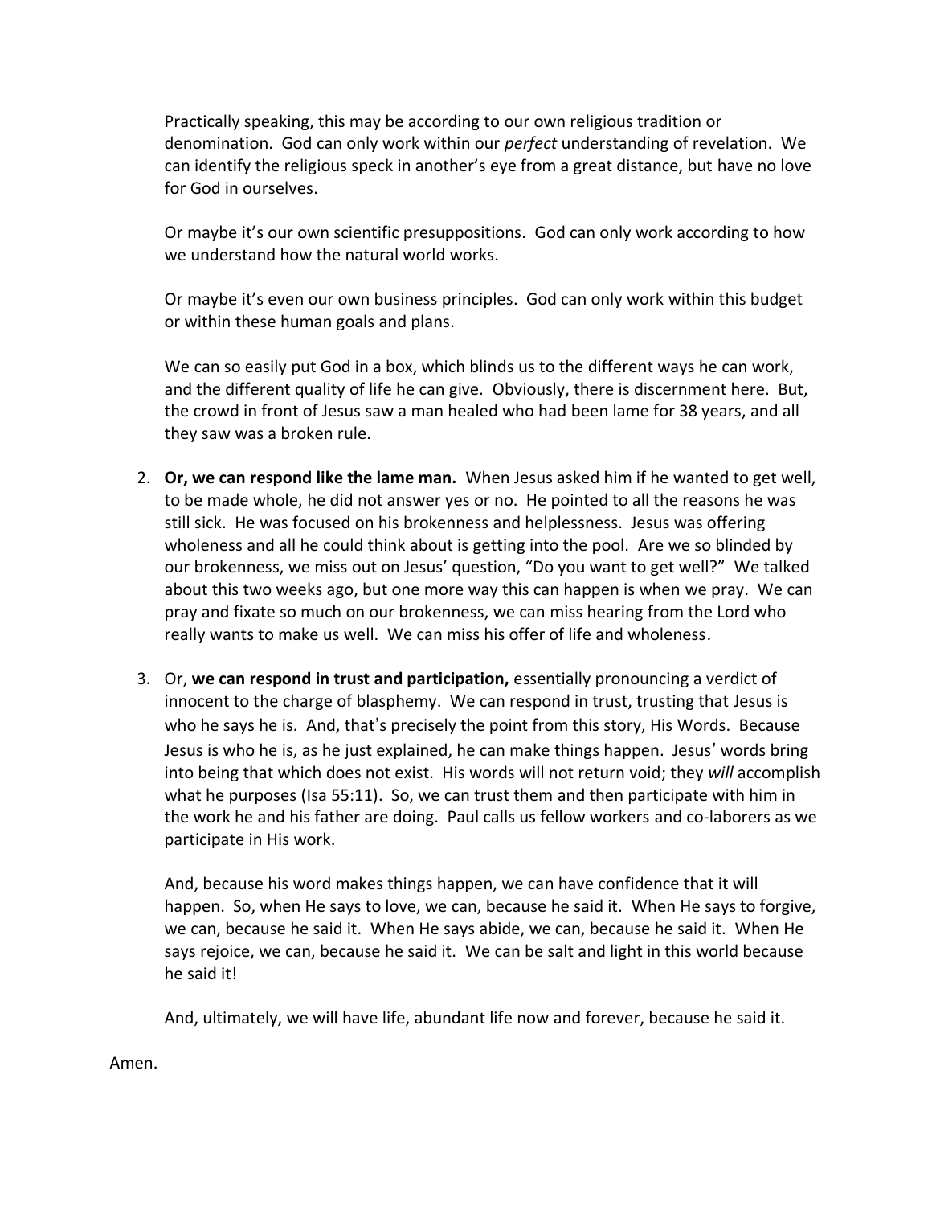Practically speaking, this may be according to our own religious tradition or denomination. God can only work within our *perfect* understanding of revelation. We can identify the religious speck in another's eye from a great distance, but have no love for God in ourselves.

Or maybe it's our own scientific presuppositions. God can only work according to how we understand how the natural world works.

Or maybe it's even our own business principles. God can only work within this budget or within these human goals and plans.

We can so easily put God in a box, which blinds us to the different ways he can work, and the different quality of life he can give. Obviously, there is discernment here. But, the crowd in front of Jesus saw a man healed who had been lame for 38 years, and all they saw was a broken rule.

2. **Or, we can respond like the lame man.** When Jesus asked him if he wanted to get well, to be made whole, he did not answer yes or no. He pointed to all the reasons he was still sick. He was focused on his brokenness and helplessness. Jesus was offering wholeness and all he could think about is getting into the pool. Are we so blinded by our brokenness, we miss out on Jesus' question, "Do you want to get well?" We talked about this two weeks ago, but one more way this can happen is when we pray. We can pray and fixate so much on our brokenness, we can miss hearing from the Lord who really wants to make us well. We can miss his offer of life and wholeness.

3. Or, **we can respond in trust and participation,** essentially pronouncing a verdict of innocent to the charge of blasphemy. We can respond in trust, trusting that Jesus is who he says he is. And, that's precisely the point from this story, His Words. Because Jesus is who he is, as he just explained, he can make things happen. Jesus' words bring into being that which does not exist. His words will not return void; they *will* accomplish what he purposes (Isa 55:11). So, we can trust them and then participate with him in the work he and his father are doing. Paul calls us fellow workers and co-laborers as we participate in His work.

   And, because his word makes things happen, we can have confidence that it will happen. So, when He says to love, we can, because he said it. When He says to forgive, we can, because he said it. When He says abide, we can, because he said it. When He says rejoice, we can, because he said it. We can be salt and light in this world because he said it!

   And, ultimately, we will have life, abundant life now and forever, because he said it.

Amen.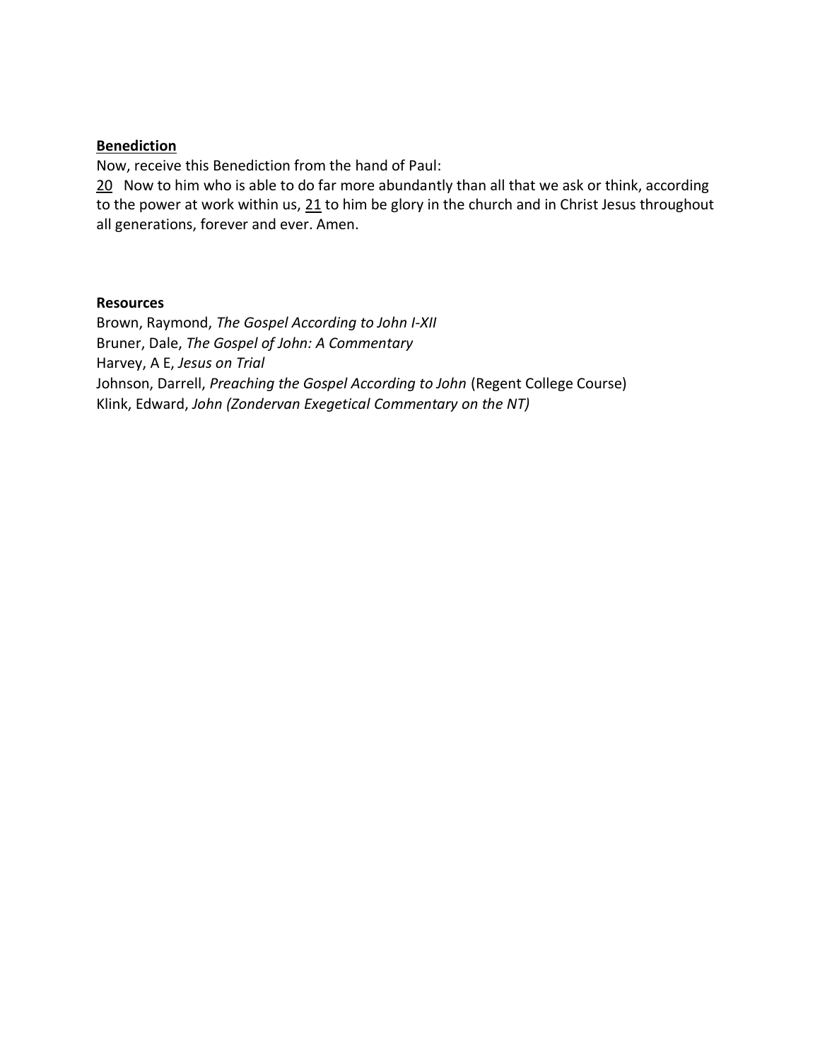**Benediction**

Now, receive this Benediction from the hand of Paul:

20 Now to him who is able to do far more abundantly than all that we ask or think, according to the power at work within us, 21 to him be glory in the church and in Christ Jesus throughout all generations, forever and ever. Amen.

**Resources**

Brown, Raymond, *The Gospel According to John I-XII*
Bruner, Dale, *The Gospel of John: A Commentary*
Harvey, A E, *Jesus on Trial*
Johnson, Darrell, *Preaching the Gospel According to John* (Regent College Course)
Klink, Edward, *John (Zondervan Exegetical Commentary on the NT)*